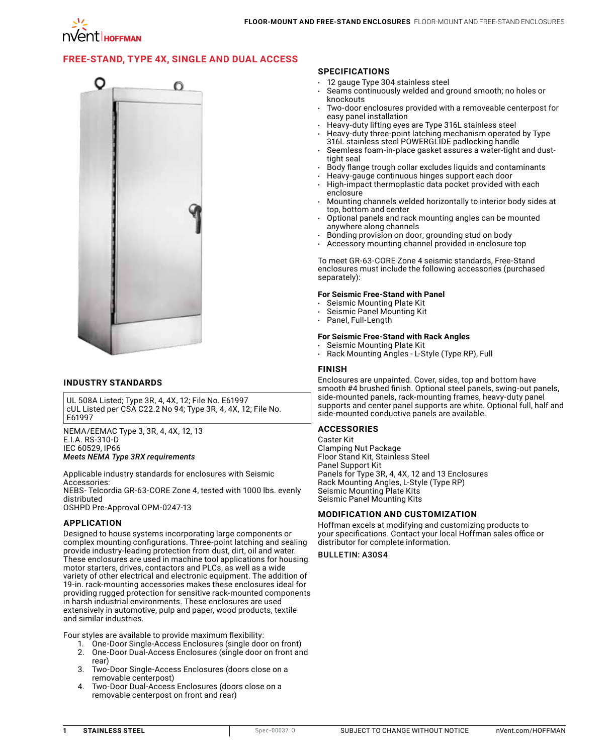# FREE-STAND, TYPE 4X, SINGLE AND DUAL ACCESS

## INDUSTRY STANDARDS

UL 508A Listed; Type 3R, 4, 4X, 12; File No. E61997
cUL Listed per CSA C22.2 No 94; Type 3R, 4, 4X, 12; File No. E61997

NEMA/EEMAC Type 3, 3R, 4, 4X, 12, 13
E.I.A. RS-310-D
IEC 60529, IP66
***Meets NEMA Type 3RX requirements***

Applicable industry standards for enclosures with Seismic Accessories:
NEBS- Telcordia GR-63-CORE Zone 4, tested with 1000 lbs. evenly distributed
OSHPD Pre-Approval OPM-0247-13

## APPLICATION

Designed to house systems incorporating large components or complex mounting configurations. Three-point latching and sealing provide industry-leading protection from dust, dirt, oil and water. These enclosures are used in machine tool applications for housing motor starters, drives, contactors and PLCs, as well as a wide variety of other electrical and electronic equipment. The addition of 19-in. rack-mounting accessories makes these enclosures ideal for providing rugged protection for sensitive rack-mounted components in harsh industrial environments. These enclosures are used extensively in automotive, pulp and paper, wood products, textile and similar industries.

Four styles are available to provide maximum flexibility:

1. One-Door Single-Access Enclosures (single door on front)
2. One-Door Dual-Access Enclosures (single door on front and rear)
3. Two-Door Single-Access Enclosures (doors close on a removable centerpost)
4. Two-Door Dual-Access Enclosures (doors close on a removable centerpost on front and rear)

## SPECIFICATIONS

- 12 gauge Type 304 stainless steel
- Seams continuously welded and ground smooth; no holes or knockouts
- Two-door enclosures provided with a removeable centerpost for easy panel installation
- Heavy-duty lifting eyes are Type 316L stainless steel
- Heavy-duty three-point latching mechanism operated by Type 316L stainless steel POWERGLIDE padlocking handle
- Seemless foam-in-place gasket assures a water-tight and dust-tight seal
- Body flange trough collar excludes liquids and contaminants
- Heavy-gauge continuous hinges support each door
- High-impact thermoplastic data pocket provided with each enclosure
- Mounting channels welded horizontally to interior body sides at top, bottom and center
- Optional panels and rack mounting angles can be mounted anywhere along channels
- Bonding provision on door; grounding stud on body
- Accessory mounting channel provided in enclosure top

To meet GR-63-CORE Zone 4 seismic standards, Free-Stand enclosures must include the following accessories (purchased separately):

**For Seismic Free-Stand with Panel**

- Seismic Mounting Plate Kit
- Seismic Panel Mounting Kit
- Panel, Full-Length

**For Seismic Free-Stand with Rack Angles**

- Seismic Mounting Plate Kit
- Rack Mounting Angles - L-Style (Type RP), Full

## FINISH

Enclosures are unpainted. Cover, sides, top and bottom have smooth #4 brushed finish. Optional steel panels, swing-out panels, side-mounted panels, rack-mounting frames, heavy-duty panel supports and center panel supports are white. Optional full, half and side-mounted conductive panels are available.

## ACCESSORIES

Caster Kit
Clamping Nut Package
Floor Stand Kit, Stainless Steel
Panel Support Kit
Panels for Type 3R, 4, 4X, 12 and 13 Enclosures
Rack Mounting Angles, L-Style (Type RP)
Seismic Mounting Plate Kits
Seismic Panel Mounting Kits

## MODIFICATION AND CUSTOMIZATION

Hoffman excels at modifying and customizing products to your specifications. Contact your local Hoffman sales office or distributor for complete information.

**BULLETIN: A30S4**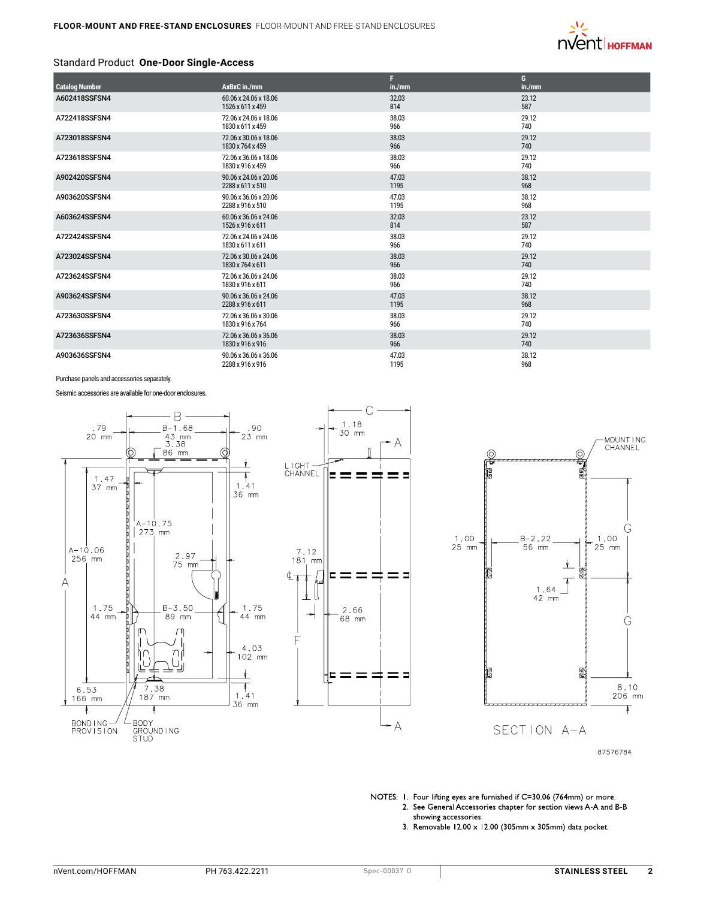## Standard Product **One-Door Single-Access**

| Catalog Number | AxBxC in./mm | F in./mm | G in./mm |
|---|---|---|---|
| A602418SSFSN4 | 60.06 x 24.06 x 18.06<br>1526 x 611 x 459 | 32.03<br>814 | 23.12<br>587 |
| A722418SSFSN4 | 72.06 x 24.06 x 18.06<br>1830 x 611 x 459 | 38.03<br>966 | 29.12<br>740 |
| A723018SSFSN4 | 72.06 x 30.06 x 18.06<br>1830 x 764 x 459 | 38.03<br>966 | 29.12<br>740 |
| A723618SSFSN4 | 72.06 x 36.06 x 18.06<br>1830 x 916 x 459 | 38.03<br>966 | 29.12<br>740 |
| A902420SSFSN4 | 90.06 x 24.06 x 20.06<br>2288 x 611 x 510 | 47.03<br>1195 | 38.12<br>968 |
| A903620SSFSN4 | 90.06 x 36.06 x 20.06<br>2288 x 916 x 510 | 47.03<br>1195 | 38.12<br>968 |
| A603624SSFSN4 | 60.06 x 36.06 x 24.06<br>1526 x 916 x 611 | 32.03<br>814 | 23.12<br>587 |
| A722424SSFSN4 | 72.06 x 24.06 x 24.06<br>1830 x 611 x 611 | 38.03<br>966 | 29.12<br>740 |
| A723024SSFSN4 | 72.06 x 30.06 x 24.06<br>1830 x 764 x 611 | 38.03<br>966 | 29.12<br>740 |
| A723624SSFSN4 | 72.06 x 36.06 x 24.06<br>1830 x 916 x 611 | 38.03<br>966 | 29.12<br>740 |
| A903624SSFSN4 | 90.06 x 36.06 x 24.06<br>2288 x 916 x 611 | 47.03<br>1195 | 38.12<br>968 |
| A723630SSFSN4 | 72.06 x 36.06 x 30.06<br>1830 x 916 x 764 | 38.03<br>966 | 29.12<br>740 |
| A723636SSFSN4 | 72.06 x 36.06 x 36.06<br>1830 x 916 x 916 | 38.03<br>966 | 29.12<br>740 |
| A903636SSFSN4 | 90.06 x 36.06 x 36.06<br>2288 x 916 x 916 | 47.03<br>1195 | 38.12<br>968 |

Purchase panels and accessories separately.

Seismic accessories are available for one-door enclosures.

NOTES:
1. Four lifting eyes are furnished if C=30.06 (764mm) or more.
2. See General Accessories chapter for section views A-A and B-B showing accessories.
3. Removable 12.00 x 12.00 (305mm x 305mm) data pocket.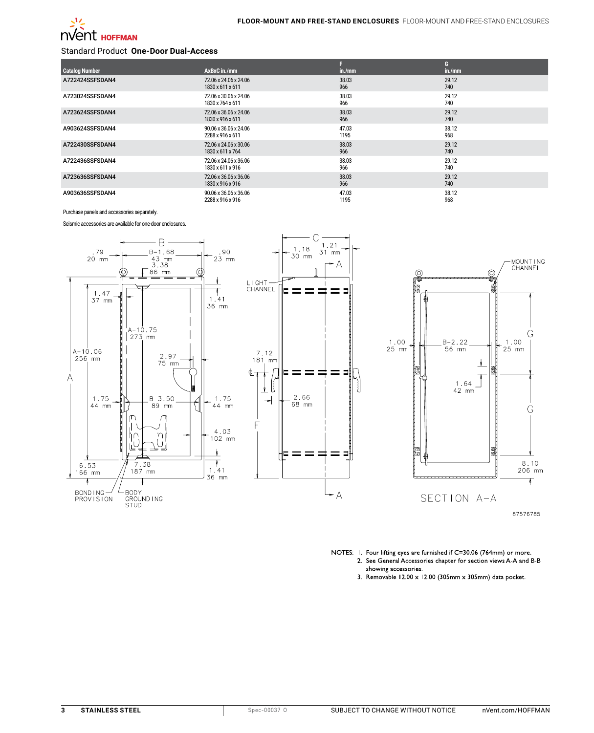Standard Product **One-Door Dual-Access**

| Catalog Number | AxBxC in./mm | F in./mm | G in./mm |
|---|---|---|---|
| A722424SSFSDAN4 | 72.06 x 24.06 x 24.06<br>1830 x 611 x 611 | 38.03<br>966 | 29.12<br>740 |
| A723024SSFSDAN4 | 72.06 x 30.06 x 24.06<br>1830 x 764 x 611 | 38.03<br>966 | 29.12<br>740 |
| A723624SSFSDAN4 | 72.06 x 36.06 x 24.06<br>1830 x 916 x 611 | 38.03<br>966 | 29.12<br>740 |
| A903624SSFSDAN4 | 90.06 x 36.06 x 24.06<br>2288 x 916 x 611 | 47.03<br>1195 | 38.12<br>968 |
| A722430SSFSDAN4 | 72.06 x 24.06 x 30.06<br>1830 x 611 x 764 | 38.03<br>966 | 29.12<br>740 |
| A722436SSFSDAN4 | 72.06 x 24.06 x 36.06<br>1830 x 611 x 916 | 38.03<br>966 | 29.12<br>740 |
| A723636SSFSDAN4 | 72.06 x 36.06 x 36.06<br>1830 x 916 x 916 | 38.03<br>966 | 29.12<br>740 |
| A903636SSFSDAN4 | 90.06 x 36.06 x 36.06<br>2288 x 916 x 916 | 47.03<br>1195 | 38.12<br>968 |

Purchase panels and accessories separately.

Seismic accessories are available for one-door enclosures.

87576785

NOTES:
1. Four lifting eyes are furnished if C=30.06 (764mm) or more.
2. See General Accessories chapter for section views A-A and B-B showing accessories.
3. Removable 12.00 x 12.00 (305mm x 305mm) data pocket.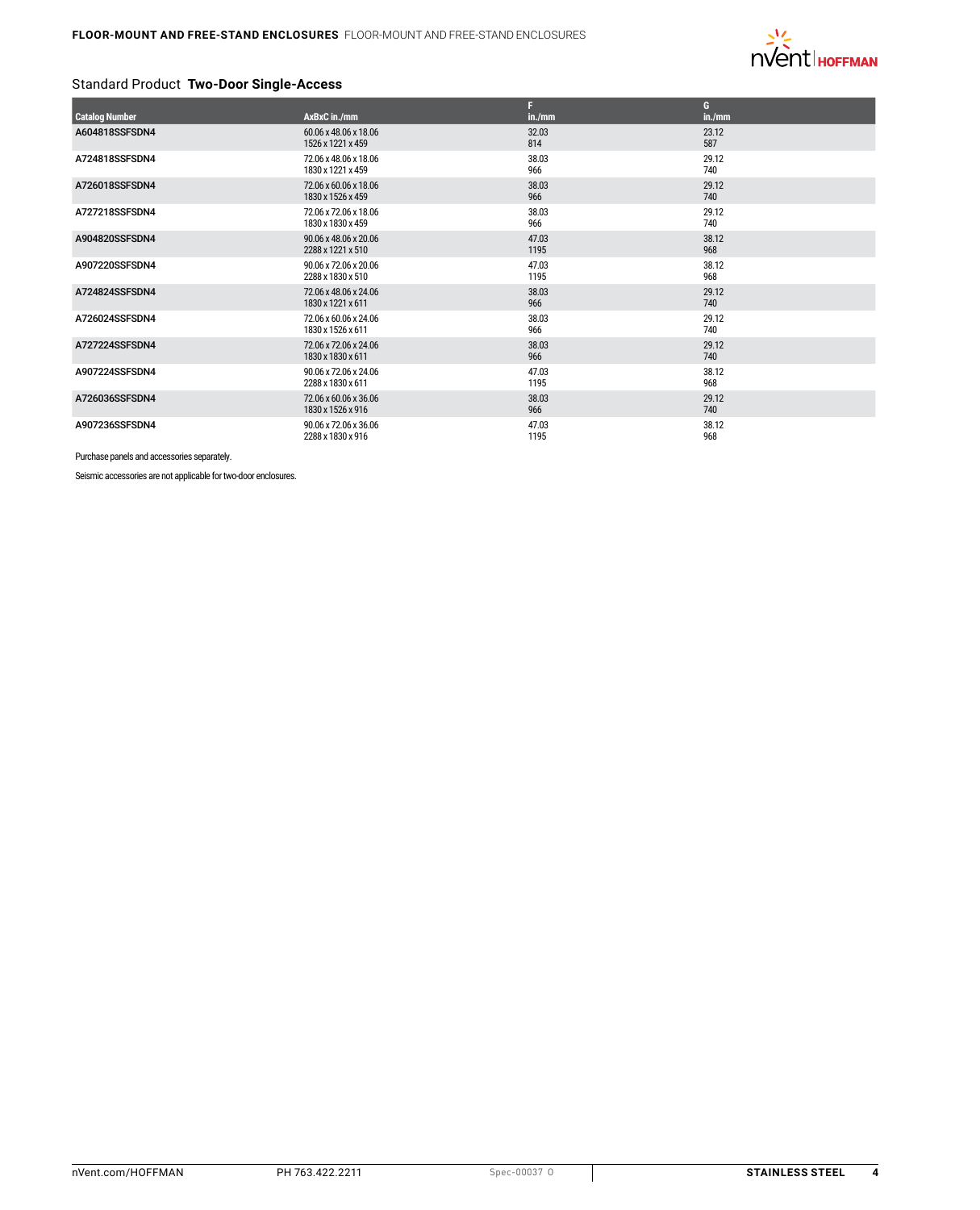## Standard Product **Two-Door Single-Access**

| Catalog Number | AxBxC in./mm | F in./mm | G in./mm |
|---|---|---|---|
| A604818SSFSDN4 | 60.06 x 48.06 x 18.06<br>1526 x 1221 x 459 | 32.03<br>814 | 23.12<br>587 |
| A724818SSFSDN4 | 72.06 x 48.06 x 18.06<br>1830 x 1221 x 459 | 38.03<br>966 | 29.12<br>740 |
| A726018SSFSDN4 | 72.06 x 60.06 x 18.06<br>1830 x 1526 x 459 | 38.03<br>966 | 29.12<br>740 |
| A727218SSFSDN4 | 72.06 x 72.06 x 18.06<br>1830 x 1830 x 459 | 38.03<br>966 | 29.12<br>740 |
| A904820SSFSDN4 | 90.06 x 48.06 x 20.06<br>2288 x 1221 x 510 | 47.03<br>1195 | 38.12<br>968 |
| A907220SSFSDN4 | 90.06 x 72.06 x 20.06<br>2288 x 1830 x 510 | 47.03<br>1195 | 38.12<br>968 |
| A724824SSFSDN4 | 72.06 x 48.06 x 24.06<br>1830 x 1221 x 611 | 38.03<br>966 | 29.12<br>740 |
| A726024SSFSDN4 | 72.06 x 60.06 x 24.06<br>1830 x 1526 x 611 | 38.03<br>966 | 29.12<br>740 |
| A727224SSFSDN4 | 72.06 x 72.06 x 24.06<br>1830 x 1830 x 611 | 38.03<br>966 | 29.12<br>740 |
| A907224SSFSDN4 | 90.06 x 72.06 x 24.06<br>2288 x 1830 x 611 | 47.03<br>1195 | 38.12<br>968 |
| A726036SSFSDN4 | 72.06 x 60.06 x 36.06<br>1830 x 1526 x 916 | 38.03<br>966 | 29.12<br>740 |
| A907236SSFSDN4 | 90.06 x 72.06 x 36.06<br>2288 x 1830 x 916 | 47.03<br>1195 | 38.12<br>968 |

Purchase panels and accessories separately.

Seismic accessories are not applicable for two-door enclosures.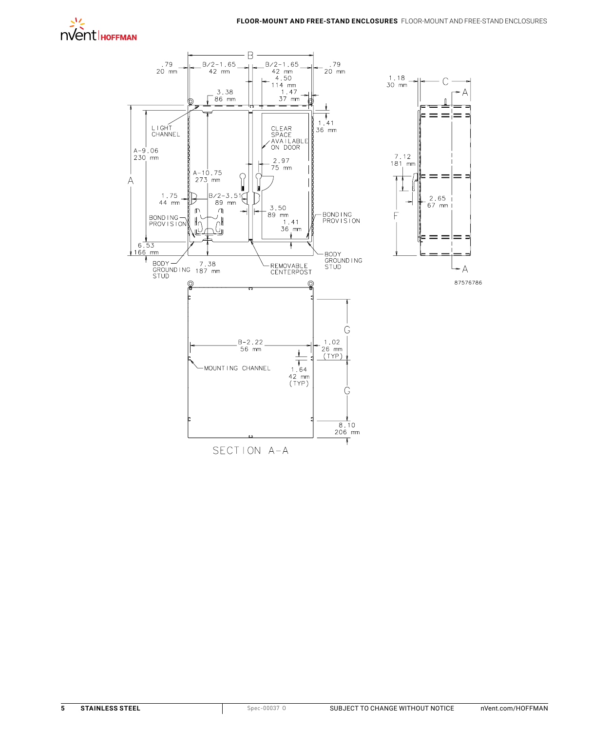B

.79
20 mm

B/2-1.65
42 mm

B/2-1.65
42 mm

.79
20 mm

4.50
114 mm

3.38
86 mm

1.47
37 mm

1.18
30 mm

C

A

1.41
36 mm

LIGHT CHANNEL

CLEAR SPACE AVAILABLE ON DOOR

A-9.06
230 mm

2.97
75 mm

7.12
181 mm

A

A-10.75
273 mm

1.75
44 mm

B/2-3.51
89 mm

2.65
67 mm

3.50
89 mm

F

BONDING PROVISION

BONDING PROVISION

1.41
36 mm

6.53
166 mm

BODY GROUNDING STUD

BODY GROUNDING STUD

7.38
187 mm

REMOVABLE CENTERPOST

A

87576786

G

B-2.22
56 mm

1.02
26 mm
(TYP)

MOUNTING CHANNEL

1.64
42 mm
(TYP)

G

8.10
206 mm

SECTION A-A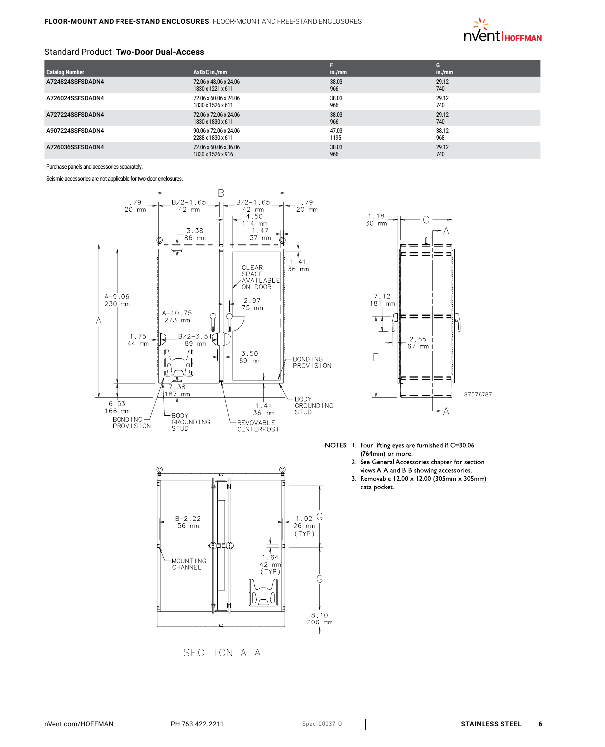## Standard Product **Two-Door Dual-Access**

| Catalog Number | AxBxC in./mm | F in./mm | G in./mm |
|---|---|---|---|
| A724824SSFSDADN4 | 72.06 x 48.06 x 24.06<br>1830 x 1221 x 611 | 38.03<br>966 | 29.12<br>740 |
| A726024SSFSDADN4 | 72.06 x 60.06 x 24.06<br>1830 x 1526 x 611 | 38.03<br>966 | 29.12<br>740 |
| A727224SSFSDADN4 | 72.06 x 72.06 x 24.06<br>1830 x 1830 x 611 | 38.03<br>966 | 29.12<br>740 |
| A907224SSFSDADN4 | 90.06 x 72.06 x 24.06<br>2288 x 1830 x 611 | 47.03<br>1195 | 38.12<br>968 |
| A726036SSFSDADN4 | 72.06 x 60.06 x 36.06<br>1830 x 1526 x 916 | 38.03<br>966 | 29.12<br>740 |

Purchase panels and accessories separately.

Seismic accessories are not applicable for two-door enclosures.

.79 20 mm; B/2-1.65 42 mm; B; B/2-1.65 42 mm; .79 20 mm; 4.50 114 mm; 3.38 86 mm; 1.47 37 mm; 1.41 36 mm; CLEAR SPACE AVAILABLE ON DOOR; A-9.06 230 mm; 2.97 75 mm; A-10.75 273 mm; A; 1.75 44 mm; B/2-3.51 89 mm; 3.50 89 mm; BONDING PROVISION; 7.38 187 mm; 6.53 166 mm; BONDING PROVISION; BODY GROUNDING STUD; 1.41 36 mm; REMOVABLE CENTERPOST; BODY GROUNDING STUD

1.18 30 mm; C; A; 7.12 181 mm; 2.65 67 mm; F; A; 87576787

NOTES:
1. Four lifting eyes are furnished if C=30.06 (764mm) or more.
2. See General Accessories chapter for section views A-A and B-B showing accessories.
3. Removable 12.00 x 12.00 (305mm x 305mm) data pocket.

B-2.22 56 mm; 1.02 26 mm (TYP); G; MOUNTING CHANNEL; 1.64 42 mm (TYP); G; 8.10 206 mm

SECTION A-A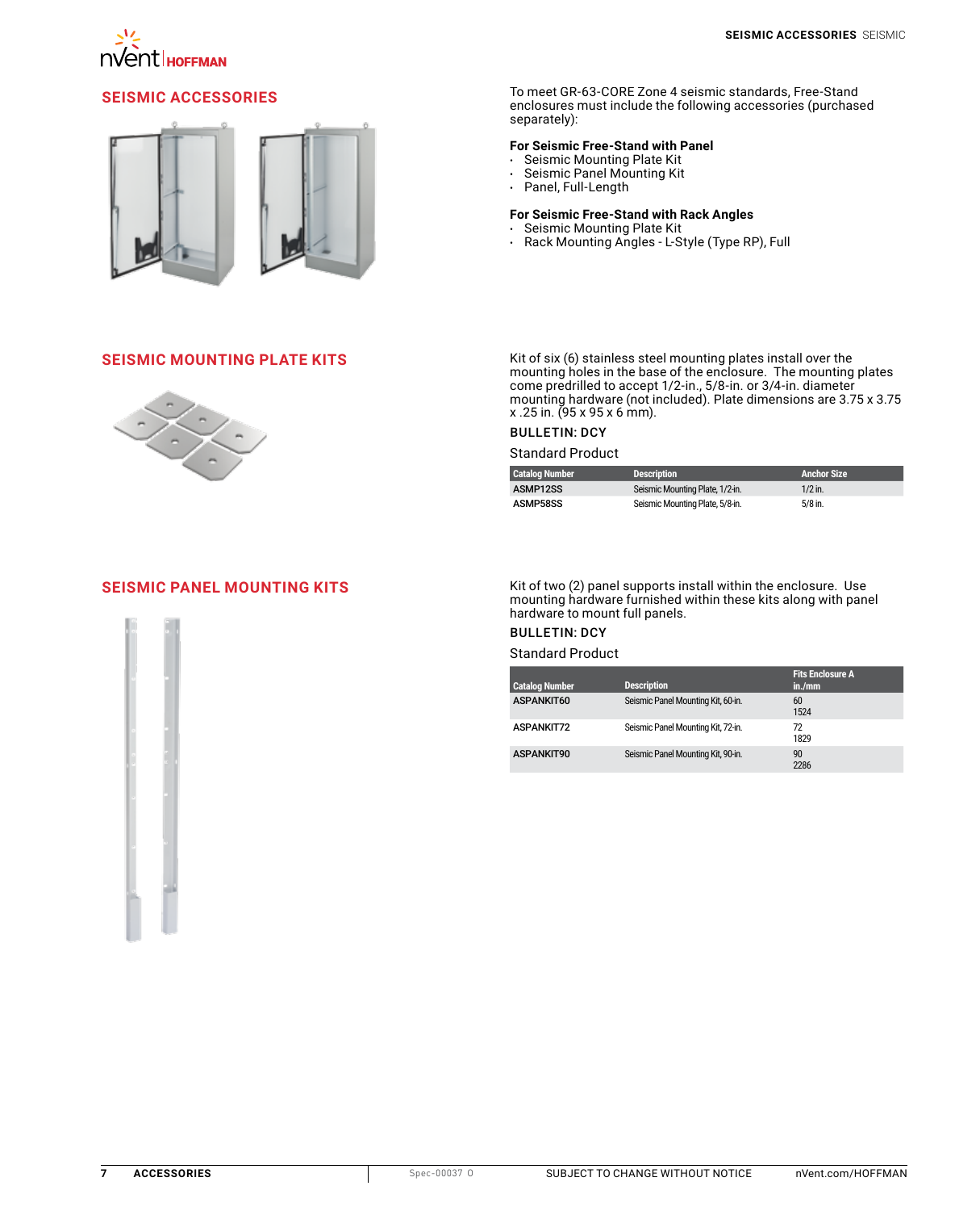## SEISMIC ACCESSORIES

To meet GR-63-CORE Zone 4 seismic standards, Free-Stand enclosures must include the following accessories (purchased separately):

**For Seismic Free-Stand with Panel**

- Seismic Mounting Plate Kit
- Seismic Panel Mounting Kit
- Panel, Full-Length

**For Seismic Free-Stand with Rack Angles**

- Seismic Mounting Plate Kit
- Rack Mounting Angles - L-Style (Type RP), Full

## SEISMIC MOUNTING PLATE KITS

Kit of six (6) stainless steel mounting plates install over the mounting holes in the base of the enclosure. The mounting plates come predrilled to accept 1/2-in., 5/8-in. or 3/4-in. diameter mounting hardware (not included). Plate dimensions are 3.75 x 3.75 x .25 in. (95 x 95 x 6 mm).

BULLETIN: DCY

Standard Product

| Catalog Number | Description | Anchor Size |
|---|---|---|
| ASMP12SS | Seismic Mounting Plate, 1/2-in. | 1/2 in. |
| ASMP58SS | Seismic Mounting Plate, 5/8-in. | 5/8 in. |

## SEISMIC PANEL MOUNTING KITS

Kit of two (2) panel supports install within the enclosure. Use mounting hardware furnished within these kits along with panel hardware to mount full panels.

BULLETIN: DCY

Standard Product

| Catalog Number | Description | Fits Enclosure A in./mm |
|---|---|---|
| ASPANKIT60 | Seismic Panel Mounting Kit, 60-in. | 60<br>1524 |
| ASPANKIT72 | Seismic Panel Mounting Kit, 72-in. | 72<br>1829 |
| ASPANKIT90 | Seismic Panel Mounting Kit, 90-in. | 90<br>2286 |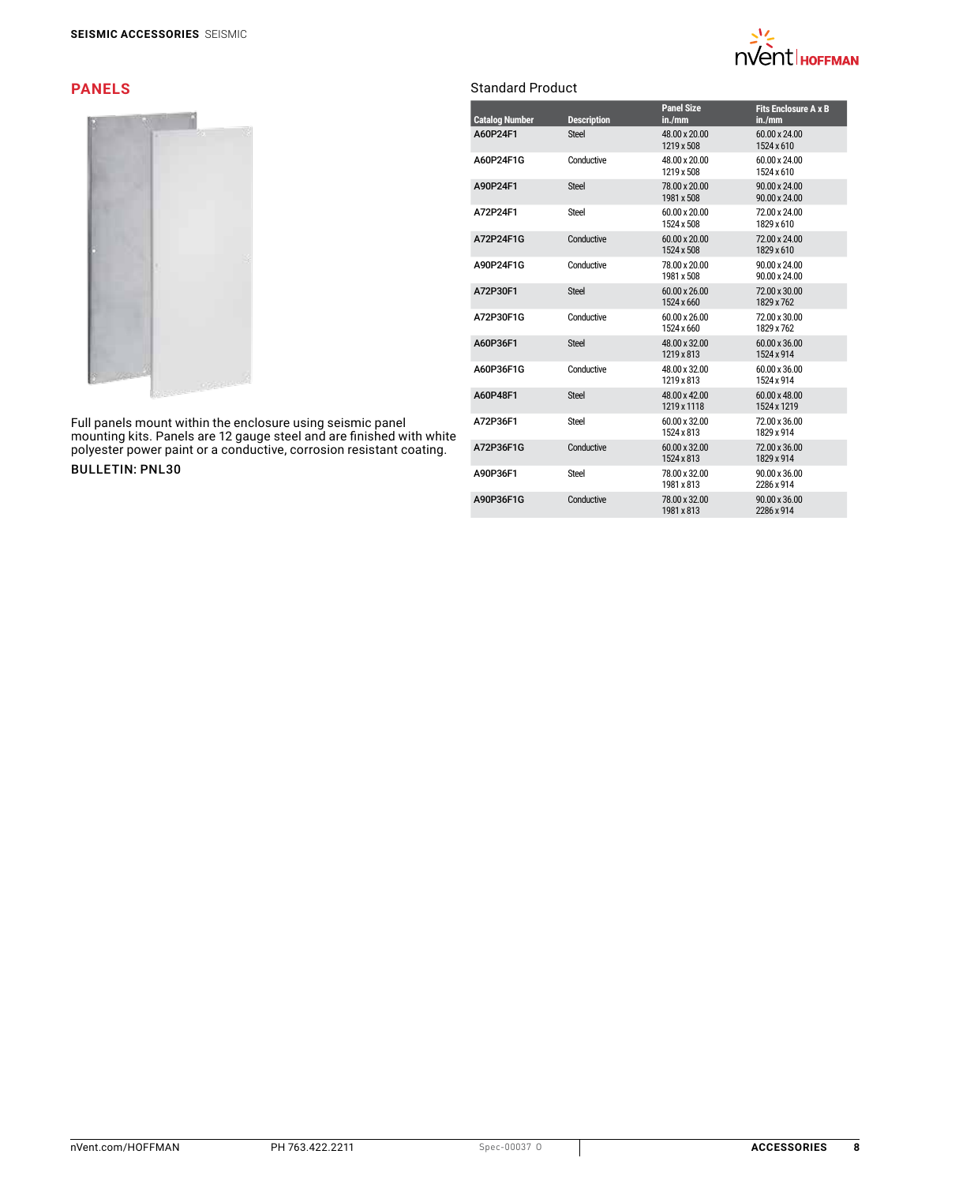## PANELS

Full panels mount within the enclosure using seismic panel mounting kits. Panels are 12 gauge steel and are finished with white polyester power paint or a conductive, corrosion resistant coating.

**BULLETIN: PNL30**

### Standard Product

| Catalog Number | Description | Panel Size in./mm | Fits Enclosure A x B in./mm |
|---|---|---|---|
| A60P24F1 | Steel | 48.00 x 20.00<br>1219 x 508 | 60.00 x 24.00<br>1524 x 610 |
| A60P24F1G | Conductive | 48.00 x 20.00<br>1219 x 508 | 60.00 x 24.00<br>1524 x 610 |
| A90P24F1 | Steel | 78.00 x 20.00<br>1981 x 508 | 90.00 x 24.00<br>90.00 x 24.00 |
| A72P24F1 | Steel | 60.00 x 20.00<br>1524 x 508 | 72.00 x 24.00<br>1829 x 610 |
| A72P24F1G | Conductive | 60.00 x 20.00<br>1524 x 508 | 72.00 x 24.00<br>1829 x 610 |
| A90P24F1G | Conductive | 78.00 x 20.00<br>1981 x 508 | 90.00 x 24.00<br>90.00 x 24.00 |
| A72P30F1 | Steel | 60.00 x 26.00<br>1524 x 660 | 72.00 x 30.00<br>1829 x 762 |
| A72P30F1G | Conductive | 60.00 x 26.00<br>1524 x 660 | 72.00 x 30.00<br>1829 x 762 |
| A60P36F1 | Steel | 48.00 x 32.00<br>1219 x 813 | 60.00 x 36.00<br>1524 x 914 |
| A60P36F1G | Conductive | 48.00 x 32.00<br>1219 x 813 | 60.00 x 36.00<br>1524 x 914 |
| A60P48F1 | Steel | 48.00 x 42.00<br>1219 x 1118 | 60.00 x 48.00<br>1524 x 1219 |
| A72P36F1 | Steel | 60.00 x 32.00<br>1524 x 813 | 72.00 x 36.00<br>1829 x 914 |
| A72P36F1G | Conductive | 60.00 x 32.00<br>1524 x 813 | 72.00 x 36.00<br>1829 x 914 |
| A90P36F1 | Steel | 78.00 x 32.00<br>1981 x 813 | 90.00 x 36.00<br>2286 x 914 |
| A90P36F1G | Conductive | 78.00 x 32.00<br>1981 x 813 | 90.00 x 36.00<br>2286 x 914 |